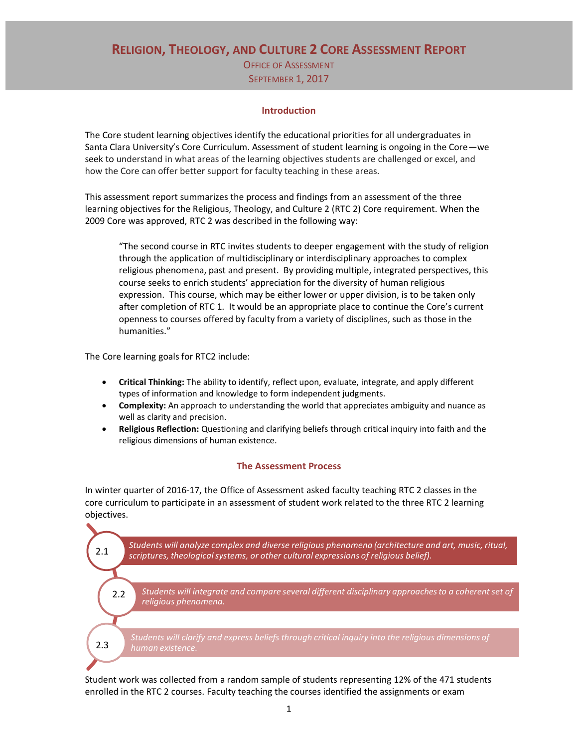# Religion, Theology, and Culture 2 Core Assessment Report

Office of Assessment

September 1, 2017

## Introduction

The Core student learning objectives identify the educational priorities for all undergraduates in Santa Clara University's Core Curriculum. Assessment of student learning is ongoing in the Core—we seek to understand in what areas of the learning objectives students are challenged or excel, and how the Core can offer better support for faculty teaching in these areas.

This assessment report summarizes the process and findings from an assessment of the three learning objectives for the Religious, Theology, and Culture 2 (RTC 2) Core requirement. When the 2009 Core was approved, RTC 2 was described in the following way:

> "The second course in RTC invites students to deeper engagement with the study of religion through the application of multidisciplinary or interdisciplinary approaches to complex religious phenomena, past and present. By providing multiple, integrated perspectives, this course seeks to enrich students' appreciation for the diversity of human religious expression. This course, which may be either lower or upper division, is to be taken only after completion of RTC 1. It would be an appropriate place to continue the Core's current openness to courses offered by faculty from a variety of disciplines, such as those in the humanities."

The Core learning goals for RTC2 include:

- **Critical Thinking:** The ability to identify, reflect upon, evaluate, integrate, and apply different types of information and knowledge to form independent judgments.
- **Complexity:** An approach to understanding the world that appreciates ambiguity and nuance as well as clarity and precision.
- **Religious Reflection:** Questioning and clarifying beliefs through critical inquiry into faith and the religious dimensions of human existence.

## The Assessment Process

In winter quarter of 2016-17, the Office of Assessment asked faculty teaching RTC 2 classes in the core curriculum to participate in an assessment of student work related to the three RTC 2 learning objectives.

- **2.1** *Students will analyze complex and diverse religious phenomena (architecture and art, music, ritual, scriptures, theological systems, or other cultural expressions of religious belief).*
- **2.2** *Students will integrate and compare several different disciplinary approaches to a coherent set of religious phenomena.*
- **2.3** *Students will clarify and express beliefs through critical inquiry into the religious dimensions of human existence.*

Student work was collected from a random sample of students representing 12% of the 471 students enrolled in the RTC 2 courses. Faculty teaching the courses identified the assignments or exam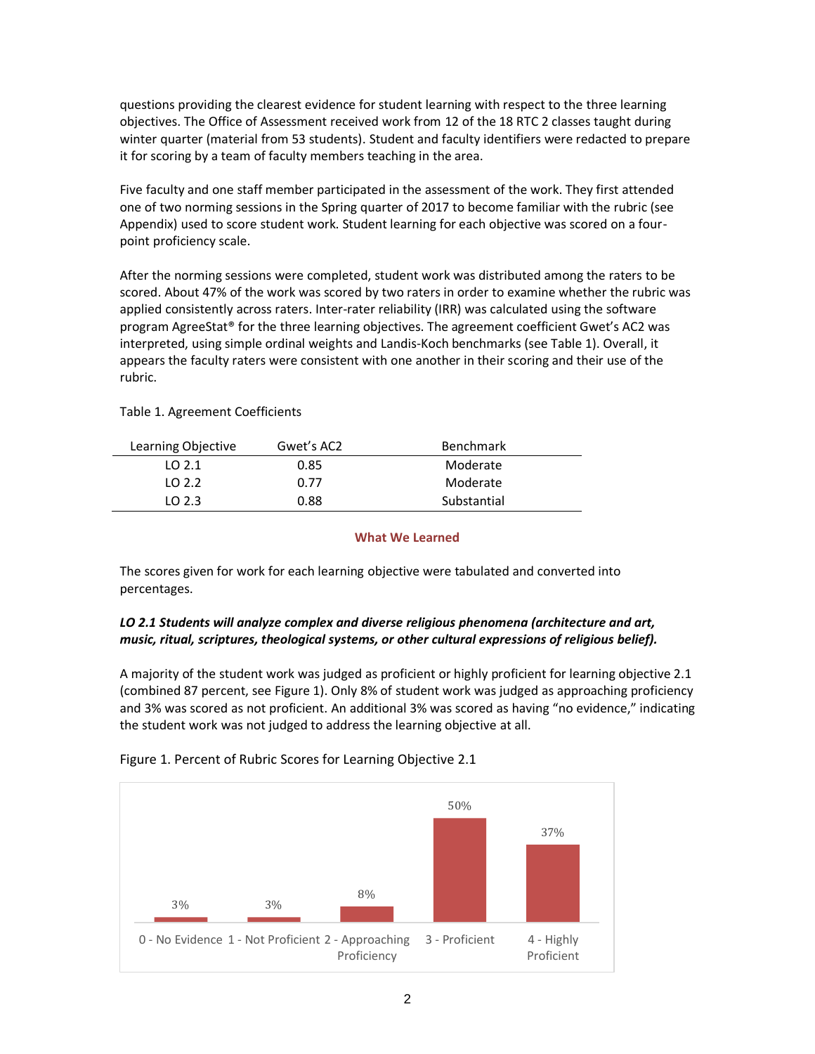questions providing the clearest evidence for student learning with respect to the three learning objectives. The Office of Assessment received work from 12 of the 18 RTC 2 classes taught during winter quarter (material from 53 students). Student and faculty identifiers were redacted to prepare it for scoring by a team of faculty members teaching in the area.

Five faculty and one staff member participated in the assessment of the work. They first attended one of two norming sessions in the Spring quarter of 2017 to become familiar with the rubric (see Appendix) used to score student work. Student learning for each objective was scored on a four-point proficiency scale.

After the norming sessions were completed, student work was distributed among the raters to be scored. About 47% of the work was scored by two raters in order to examine whether the rubric was applied consistently across raters. Inter-rater reliability (IRR) was calculated using the software program AgreeStat® for the three learning objectives. The agreement coefficient Gwet's AC2 was interpreted, using simple ordinal weights and Landis-Koch benchmarks (see Table 1). Overall, it appears the faculty raters were consistent with one another in their scoring and their use of the rubric.

Table 1. Agreement Coefficients

| Learning Objective | Gwet's AC2 | Benchmark |
|---|---|---|
| LO 2.1 | 0.85 | Moderate |
| LO 2.2 | 0.77 | Moderate |
| LO 2.3 | 0.88 | Substantial |

## What We Learned

The scores given for work for each learning objective were tabulated and converted into percentages.

***LO 2.1 Students will analyze complex and diverse religious phenomena (architecture and art, music, ritual, scriptures, theological systems, or other cultural expressions of religious belief).***

A majority of the student work was judged as proficient or highly proficient for learning objective 2.1 (combined 87 percent, see Figure 1). Only 8% of student work was judged as approaching proficiency and 3% was scored as not proficient. An additional 3% was scored as having "no evidence," indicating the student work was not judged to address the learning objective at all.

Figure 1. Percent of Rubric Scores for Learning Objective 2.1

| Score | Percent |
|---|---|
| 0 - No Evidence | 3% |
| 1 - Not Proficient | 3% |
| 2 - Approaching Proficiency | 8% |
| 3 - Proficient | 50% |
| 4 - Highly Proficient | 37% |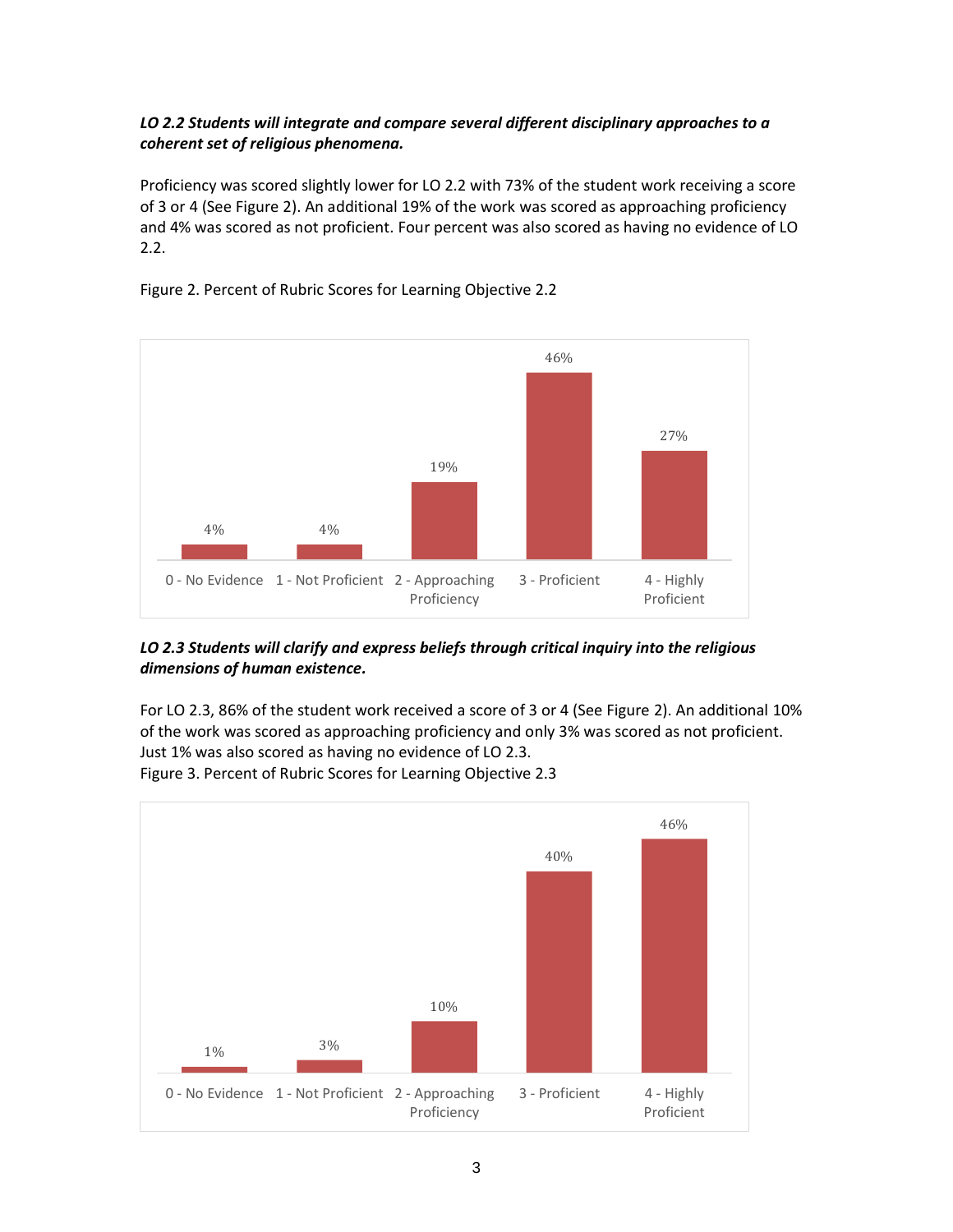***LO 2.2 Students will integrate and compare several different disciplinary approaches to a coherent set of religious phenomena.***

Proficiency was scored slightly lower for LO 2.2 with 73% of the student work receiving a score of 3 or 4 (See Figure 2). An additional 19% of the work was scored as approaching proficiency and 4% was scored as not proficient. Four percent was also scored as having no evidence of LO 2.2.

Figure 2. Percent of Rubric Scores for Learning Objective 2.2

| Score | Percent |
| --- | --- |
| 0 - No Evidence | 4% |
| 1 - Not Proficient | 4% |
| 2 - Approaching Proficiency | 19% |
| 3 - Proficient | 46% |
| 4 - Highly Proficient | 27% |

***LO 2.3 Students will clarify and express beliefs through critical inquiry into the religious dimensions of human existence.***

For LO 2.3, 86% of the student work received a score of 3 or 4 (See Figure 2). An additional 10% of the work was scored as approaching proficiency and only 3% was scored as not proficient. Just 1% was also scored as having no evidence of LO 2.3.

Figure 3. Percent of Rubric Scores for Learning Objective 2.3

| Score | Percent |
| --- | --- |
| 0 - No Evidence | 1% |
| 1 - Not Proficient | 3% |
| 2 - Approaching Proficiency | 10% |
| 3 - Proficient | 40% |
| 4 - Highly Proficient | 46% |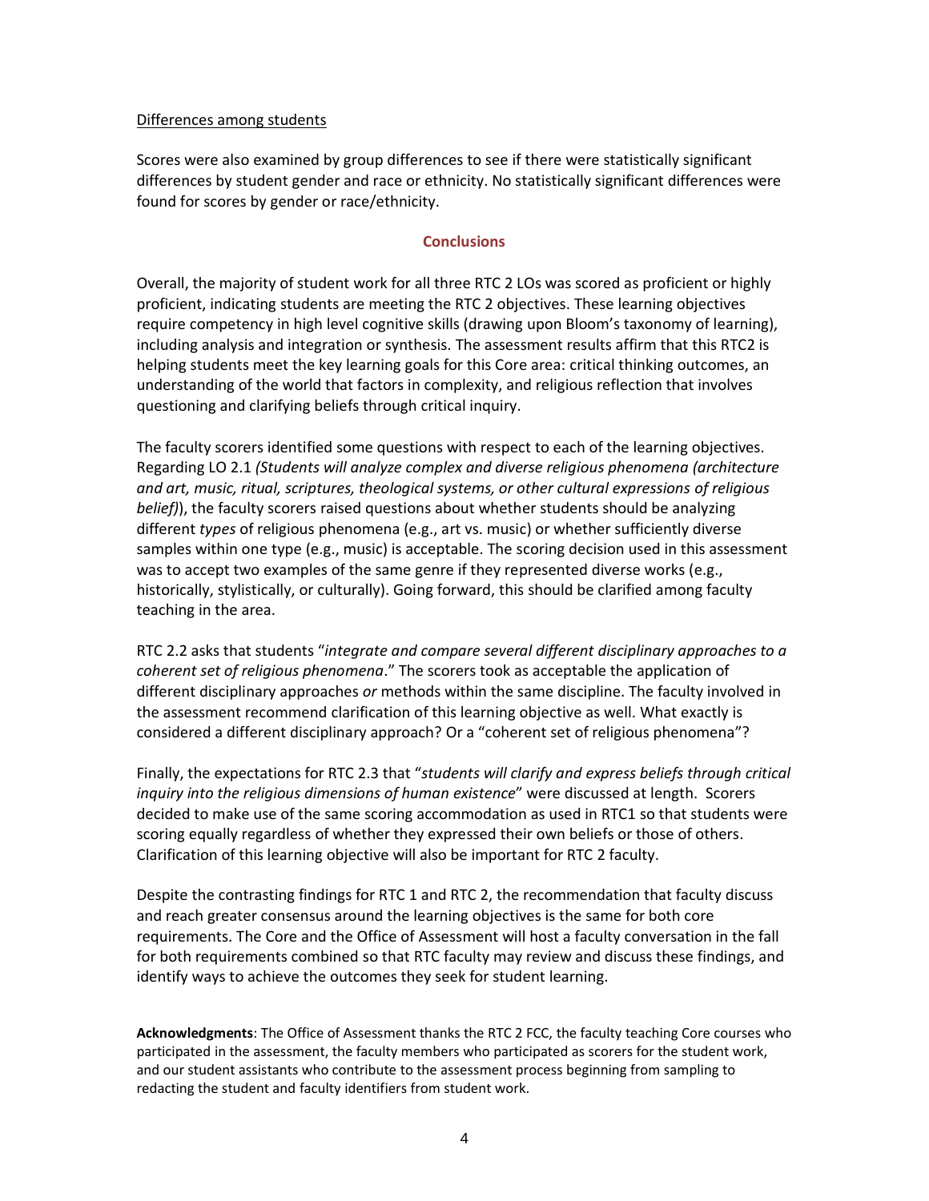Differences among students

Scores were also examined by group differences to see if there were statistically significant differences by student gender and race or ethnicity. No statistically significant differences were found for scores by gender or race/ethnicity.

## Conclusions

Overall, the majority of student work for all three RTC 2 LOs was scored as proficient or highly proficient, indicating students are meeting the RTC 2 objectives. These learning objectives require competency in high level cognitive skills (drawing upon Bloom's taxonomy of learning), including analysis and integration or synthesis. The assessment results affirm that this RTC2 is helping students meet the key learning goals for this Core area: critical thinking outcomes, an understanding of the world that factors in complexity, and religious reflection that involves questioning and clarifying beliefs through critical inquiry.

The faculty scorers identified some questions with respect to each of the learning objectives. Regarding LO 2.1 *(Students will analyze complex and diverse religious phenomena (architecture and art, music, ritual, scriptures, theological systems, or other cultural expressions of religious belief)*), the faculty scorers raised questions about whether students should be analyzing different *types* of religious phenomena (e.g., art vs. music) or whether sufficiently diverse samples within one type (e.g., music) is acceptable. The scoring decision used in this assessment was to accept two examples of the same genre if they represented diverse works (e.g., historically, stylistically, or culturally). Going forward, this should be clarified among faculty teaching in the area.

RTC 2.2 asks that students "*integrate and compare several different disciplinary approaches to a coherent set of religious phenomena*." The scorers took as acceptable the application of different disciplinary approaches *or* methods within the same discipline. The faculty involved in the assessment recommend clarification of this learning objective as well. What exactly is considered a different disciplinary approach? Or a "coherent set of religious phenomena"?

Finally, the expectations for RTC 2.3 that "*students will clarify and express beliefs through critical inquiry into the religious dimensions of human existence*" were discussed at length. Scorers decided to make use of the same scoring accommodation as used in RTC1 so that students were scoring equally regardless of whether they expressed their own beliefs or those of others. Clarification of this learning objective will also be important for RTC 2 faculty.

Despite the contrasting findings for RTC 1 and RTC 2, the recommendation that faculty discuss and reach greater consensus around the learning objectives is the same for both core requirements. The Core and the Office of Assessment will host a faculty conversation in the fall for both requirements combined so that RTC faculty may review and discuss these findings, and identify ways to achieve the outcomes they seek for student learning.

**Acknowledgments**: The Office of Assessment thanks the RTC 2 FCC, the faculty teaching Core courses who participated in the assessment, the faculty members who participated as scorers for the student work, and our student assistants who contribute to the assessment process beginning from sampling to redacting the student and faculty identifiers from student work.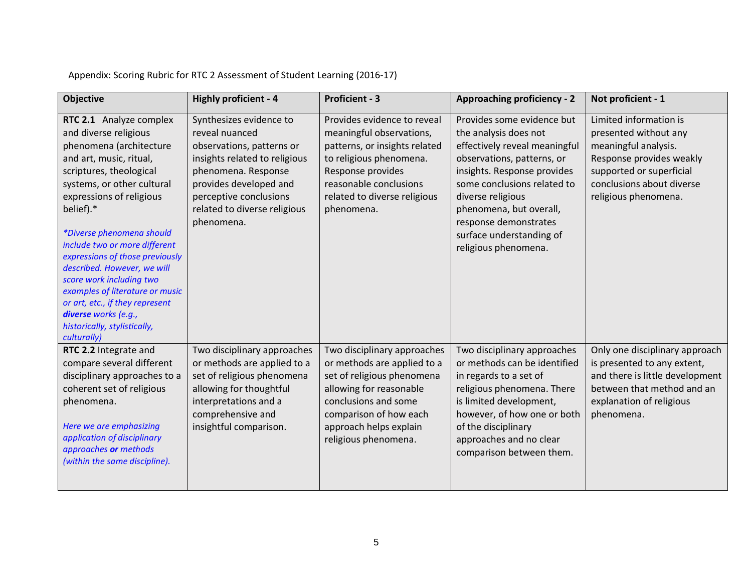Appendix: Scoring Rubric for RTC 2 Assessment of Student Learning (2016-17)

| Objective | Highly proficient - 4 | Proficient - 3 | Approaching proficiency - 2 | Not proficient - 1 |
|---|---|---|---|---|
| **RTC 2.1** Analyze complex and diverse religious phenomena (architecture and art, music, ritual, scriptures, theological systems, or other cultural expressions of religious belief).* <br><br> *\*Diverse phenomena should include two or more different expressions of those previously described. However, we will score work including two examples of literature or music or art, etc., if they represent **diverse** works (e.g., historically, stylistically, culturally)* | Synthesizes evidence to reveal nuanced observations, patterns or insights related to religious phenomena. Response provides developed and perceptive conclusions related to diverse religious phenomena. | Provides evidence to reveal meaningful observations, patterns, or insights related to religious phenomena. Response provides reasonable conclusions related to diverse religious phenomena. | Provides some evidence but the analysis does not effectively reveal meaningful observations, patterns, or insights. Response provides some conclusions related to diverse religious phenomena, but overall, response demonstrates surface understanding of religious phenomena. | Limited information is presented without any meaningful analysis. Response provides weakly supported or superficial conclusions about diverse religious phenomena. |
| **RTC 2.2** Integrate and compare several different disciplinary approaches to a coherent set of religious phenomena. <br><br> *Here we are emphasizing application of disciplinary approaches **or** methods (within the same discipline).* | Two disciplinary approaches or methods are applied to a set of religious phenomena allowing for thoughtful interpretations and a comprehensive and insightful comparison. | Two disciplinary approaches or methods are applied to a set of religious phenomena allowing for reasonable conclusions and some comparison of how each approach helps explain religious phenomena. | Two disciplinary approaches or methods can be identified in regards to a set of religious phenomena. There is limited development, however, of how one or both of the disciplinary approaches and no clear comparison between them. | Only one disciplinary approach is presented to any extent, and there is little development between that method and an explanation of religious phenomena. |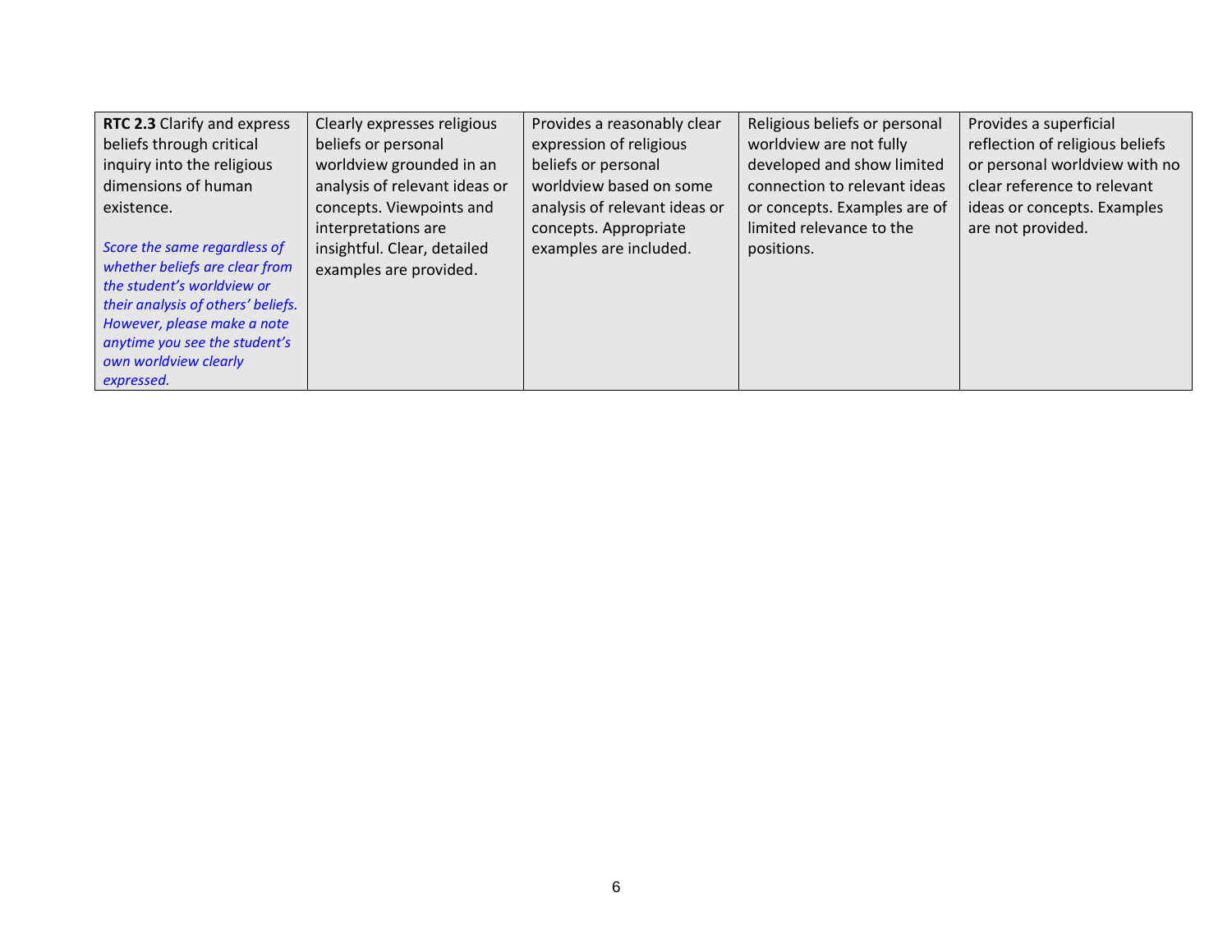| | | | | |
|---|---|---|---|---|
| **RTC 2.3** Clarify and express beliefs through critical inquiry into the religious dimensions of human existence.<br><br>*Score the same regardless of whether beliefs are clear from the student's worldview or their analysis of others' beliefs. However, please make a note anytime you see the student's own worldview clearly expressed.* | Clearly expresses religious beliefs or personal worldview grounded in an analysis of relevant ideas or concepts. Viewpoints and interpretations are insightful. Clear, detailed examples are provided. | Provides a reasonably clear expression of religious beliefs or personal worldview based on some analysis of relevant ideas or concepts. Appropriate examples are included. | Religious beliefs or personal worldview are not fully developed and show limited connection to relevant ideas or concepts. Examples are of limited relevance to the positions. | Provides a superficial reflection of religious beliefs or personal worldview with no clear reference to relevant ideas or concepts. Examples are not provided. |